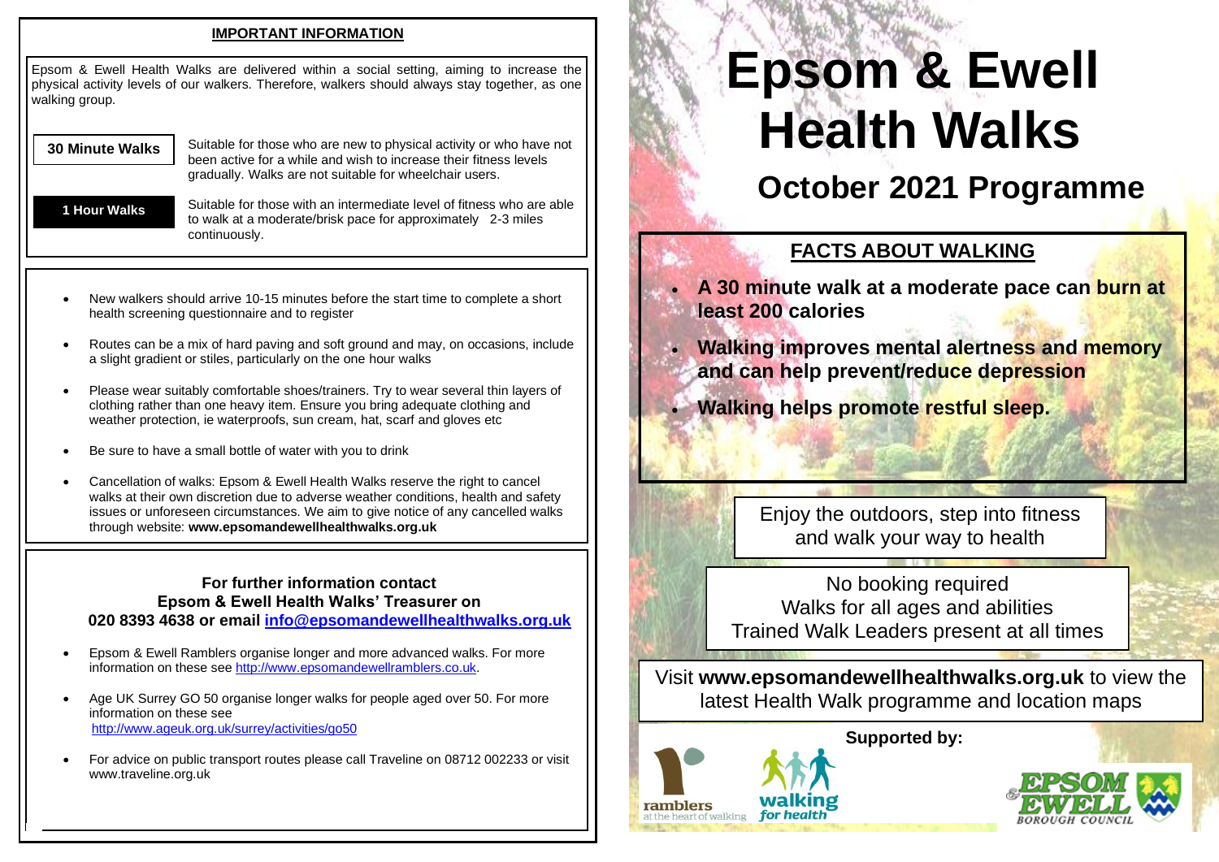## IMPORTANT INFORMATION

Epsom & Ewell Health Walks are delivered within a social setting, aiming to increase the physical activity levels of our walkers. Therefore, walkers should always stay together, as one walking group.

**30 Minute Walks** — Suitable for those who are new to physical activity or who have not been active for a while and wish to increase their fitness levels gradually. Walks are not suitable for wheelchair users.

**1 Hour Walks** — Suitable for those with an intermediate level of fitness who are able to walk at a moderate/brisk pace for approximately 2-3 miles continuously.

- New walkers should arrive 10-15 minutes before the start time to complete a short health screening questionnaire and to register
- Routes can be a mix of hard paving and soft ground and may, on occasions, include a slight gradient or stiles, particularly on the one hour walks
- Please wear suitably comfortable shoes/trainers. Try to wear several thin layers of clothing rather than one heavy item. Ensure you bring adequate clothing and weather protection, ie waterproofs, sun cream, hat, scarf and gloves etc
- Be sure to have a small bottle of water with you to drink
- Cancellation of walks: Epsom & Ewell Health Walks reserve the right to cancel walks at their own discretion due to adverse weather conditions, health and safety issues or unforeseen circumstances. We aim to give notice of any cancelled walks through website: **www.epsomandewellhealthwalks.org.uk**

**For further information contact**
**Epsom & Ewell Health Walks' Treasurer on**
**020 8393 4638 or email [info@epsomandewellhealthwalks.org.uk](mailto:info@epsomandewellhealthwalks.org.uk)**

- Epsom & Ewell Ramblers organise longer and more advanced walks. For more information on these see http://www.epsomandewellramblers.co.uk.
- Age UK Surrey GO 50 organise longer walks for people aged over 50. For more information on these see http://www.ageuk.org.uk/surrey/activities/go50
- For advice on public transport routes please call Traveline on 08712 002233 or visit www.traveline.org.uk

# Epsom & Ewell Health Walks

## October 2021 Programme

### FACTS ABOUT WALKING

- **A 30 minute walk at a moderate pace can burn at least 200 calories**
- **Walking improves mental alertness and memory and can help prevent/reduce depression**
- **Walking helps promote restful sleep.**

Enjoy the outdoors, step into fitness and walk your way to health

No booking required
Walks for all ages and abilities
Trained Walk Leaders present at all times

Visit **www.epsomandewellhealthwalks.org.uk** to view the latest Health Walk programme and location maps

**Supported by:**

ramblers — at the heart of walking
walking for health
Epsom & Ewell Borough Council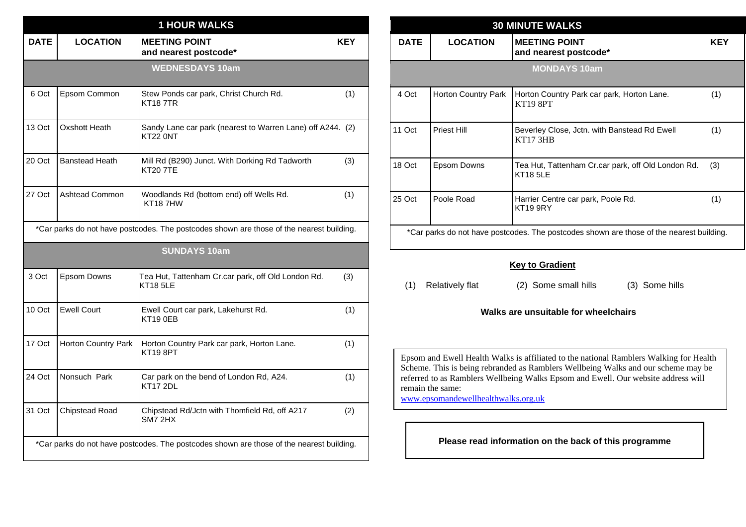## 1 HOUR WALKS

| DATE | LOCATION | MEETING POINT and nearest postcode* | KEY |
|---|---|---|---|
| **WEDNESDAYS 10am** | | | |
| 6 Oct | Epsom Common | Stew Ponds car park, Christ Church Rd. KT18 7TR | (1) |
| 13 Oct | Oxshott Heath | Sandy Lane car park (nearest to Warren Lane) off A244. KT22 0NT | (2) |
| 20 Oct | Banstead Heath | Mill Rd (B290) Junct. With Dorking Rd Tadworth KT20 7TE | (3) |
| 27 Oct | Ashtead Common | Woodlands Rd (bottom end) off Wells Rd. KT18 7HW | (1) |

*Car parks do not have postcodes. The postcodes shown are those of the nearest building.

| DATE | LOCATION | MEETING POINT and nearest postcode* | KEY |
|---|---|---|---|
| **SUNDAYS 10am** | | | |
| 3 Oct | Epsom Downs | Tea Hut, Tattenham Cr.car park, off Old London Rd. KT18 5LE | (3) |
| 10 Oct | Ewell Court | Ewell Court car park, Lakehurst Rd. KT19 0EB | (1) |
| 17 Oct | Horton Country Park | Horton Country Park car park, Horton Lane. KT19 8PT | (1) |
| 24 Oct | Nonsuch Park | Car park on the bend of London Rd, A24. KT17 2DL | (1) |
| 31 Oct | Chipstead Road | Chipstead Rd/Jctn with Thomfield Rd, off A217 SM7 2HX | (2) |

*Car parks do not have postcodes. The postcodes shown are those of the nearest building.

## 30 MINUTE WALKS

| DATE | LOCATION | MEETING POINT and nearest postcode* | KEY |
|---|---|---|---|
| **MONDAYS 10am** | | | |
| 4 Oct | Horton Country Park | Horton Country Park car park, Horton Lane. KT19 8PT | (1) |
| 11 Oct | Priest Hill | Beverley Close, Jctn. with Banstead Rd Ewell KT17 3HB | (1) |
| 18 Oct | Epsom Downs | Tea Hut, Tattenham Cr.car park, off Old London Rd. KT18 5LE | (3) |
| 25 Oct | Poole Road | Harrier Centre car park, Poole Rd. KT19 9RY | (1) |

*Car parks do not have postcodes. The postcodes shown are those of the nearest building.

**Key to Gradient**

(1) Relatively flat (2) Some small hills (3) Some hills

**Walks are unsuitable for wheelchairs**

Epsom and Ewell Health Walks is affiliated to the national Ramblers Walking for Health Scheme. This is being rebranded as Ramblers Wellbeing Walks and our scheme may be referred to as Ramblers Wellbeing Walks Epsom and Ewell. Our website address will remain the same:
www.epsomandewellhealthwalks.org.uk

**Please read information on the back of this programme**